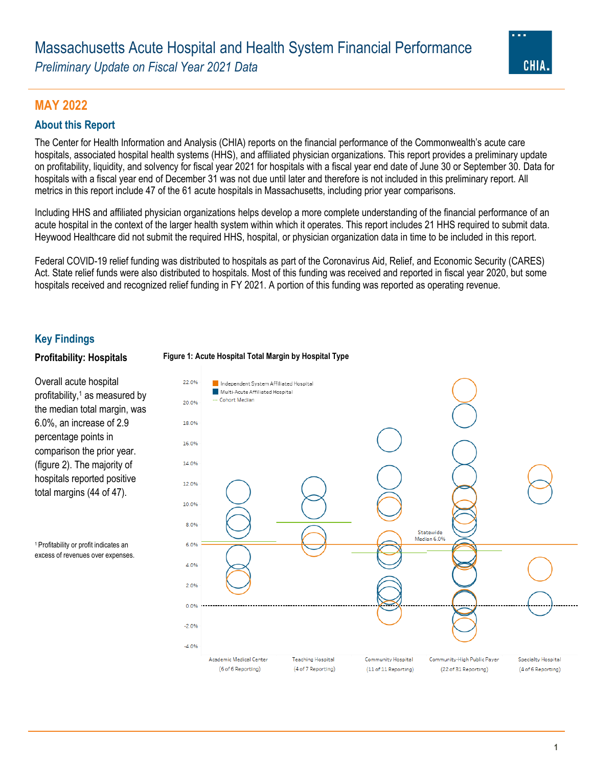# Massachusetts Acute Hospital and Health System Financial Performance

*Preliminary Update on Fiscal Year 2021 Data*

CHIA.

## MAY 2022

### About this Report

The Center for Health Information and Analysis (CHIA) reports on the financial performance of the Commonwealth's acute care hospitals, associated hospital health systems (HHS), and affiliated physician organizations. This report provides a preliminary update on profitability, liquidity, and solvency for fiscal year 2021 for hospitals with a fiscal year end date of June 30 or September 30. Data for hospitals with a fiscal year end of December 31 was not due until later and therefore is not included in this preliminary report. All metrics in this report include 47 of the 61 acute hospitals in Massachusetts, including prior year comparisons.

Including HHS and affiliated physician organizations helps develop a more complete understanding of the financial performance of an acute hospital in the context of the larger health system within which it operates. This report includes 21 HHS required to submit data. Heywood Healthcare did not submit the required HHS, hospital, or physician organization data in time to be included in this report.

Federal COVID-19 relief funding was distributed to hospitals as part of the Coronavirus Aid, Relief, and Economic Security (CARES) Act. State relief funds were also distributed to hospitals. Most of this funding was received and reported in fiscal year 2020, but some hospitals received and recognized relief funding in FY 2021. A portion of this funding was reported as operating revenue.

## Key Findings

### Profitability: Hospitals

Overall acute hospital profitability,[1] as measured by the median total margin, was 6.0%, an increase of 2.9 percentage points in comparison the prior year. (figure 2). The majority of hospitals reported positive total margins (44 of 47).

[1] Profitability or profit indicates an excess of revenues over expenses.

**Figure 1: Acute Hospital Total Margin by Hospital Type**

Independent System Affiliated Hospital
Multi-Acute Affiliated Hospital
Cohort Median

22.0%
20.0%
18.0%
16.0%
14.0%
12.0%
10.0%
8.0%
6.0%
4.0%
2.0%
0.0%
-2.0%
-4.0%

Statewide Median 6.0%

Academic Medical Center (6 of 6 Reporting)
Teaching Hospital (4 of 7 Reporting)
Community Hospital (11 of 11 Reporting)
Community-High Public Payer (22 of 31 Reporting)
Specialty Hospital (4 of 6 Reporting)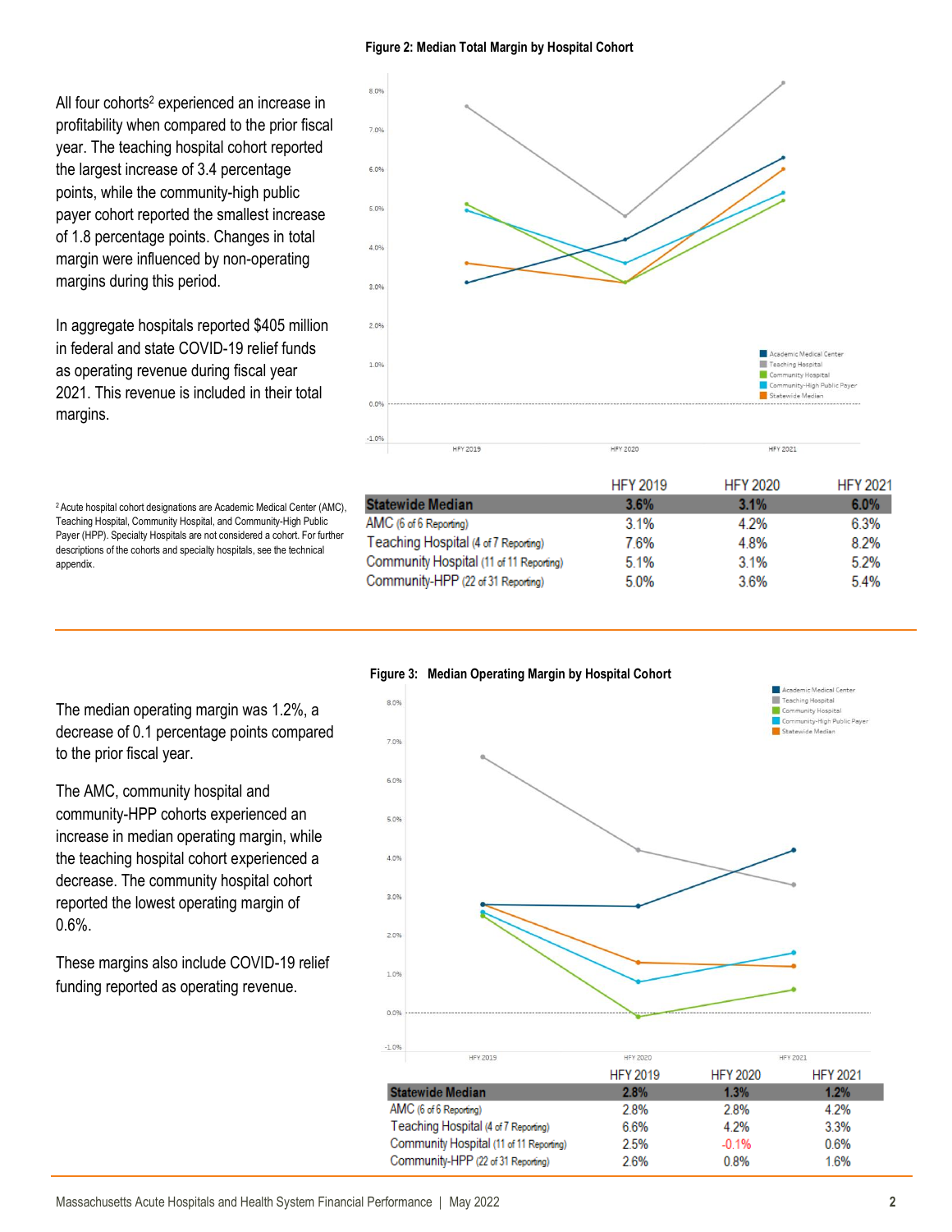All four cohorts[2] experienced an increase in profitability when compared to the prior fiscal year. The teaching hospital cohort reported the largest increase of 3.4 percentage points, while the community-high public payer cohort reported the smallest increase of 1.8 percentage points. Changes in total margin were influenced by non-operating margins during this period.

In aggregate hospitals reported $405 million in federal and state COVID-19 relief funds as operating revenue during fiscal year 2021. This revenue is included in their total margins.

**Figure 2: Median Total Margin by Hospital Cohort**

| | HFY 2019 | HFY 2020 | HFY 2021 |
|---|---|---|---|
| **Statewide Median** | **3.6%** | **3.1%** | **6.0%** |
| AMC (6 of 6 Reporting) | 3.1% | 4.2% | 6.3% |
| Teaching Hospital (4 of 7 Reporting) | 7.6% | 4.8% | 8.2% |
| Community Hospital (11 of 11 Reporting) | 5.1% | 3.1% | 5.2% |
| Community-HPP (22 of 31 Reporting) | 5.0% | 3.6% | 5.4% |

[2] Acute hospital cohort designations are Academic Medical Center (AMC), Teaching Hospital, Community Hospital, and Community-High Public Payer (HPP). Specialty Hospitals are not considered a cohort. For further descriptions of the cohorts and specialty hospitals, see the technical appendix.

The median operating margin was 1.2%, a decrease of 0.1 percentage points compared to the prior fiscal year.

The AMC, community hospital and community-HPP cohorts experienced an increase in median operating margin, while the teaching hospital cohort experienced a decrease. The community hospital cohort reported the lowest operating margin of 0.6%.

These margins also include COVID-19 relief funding reported as operating revenue.

**Figure 3: Median Operating Margin by Hospital Cohort**

| | HFY 2019 | HFY 2020 | HFY 2021 |
|---|---|---|---|
| **Statewide Median** | **2.8%** | **1.3%** | **1.2%** |
| AMC (6 of 6 Reporting) | 2.8% | 2.8% | 4.2% |
| Teaching Hospital (4 of 7 Reporting) | 6.6% | 4.2% | 3.3% |
| Community Hospital (11 of 11 Reporting) | 2.5% | -0.1% | 0.6% |
| Community-HPP (22 of 31 Reporting) | 2.6% | 0.8% | 1.6% |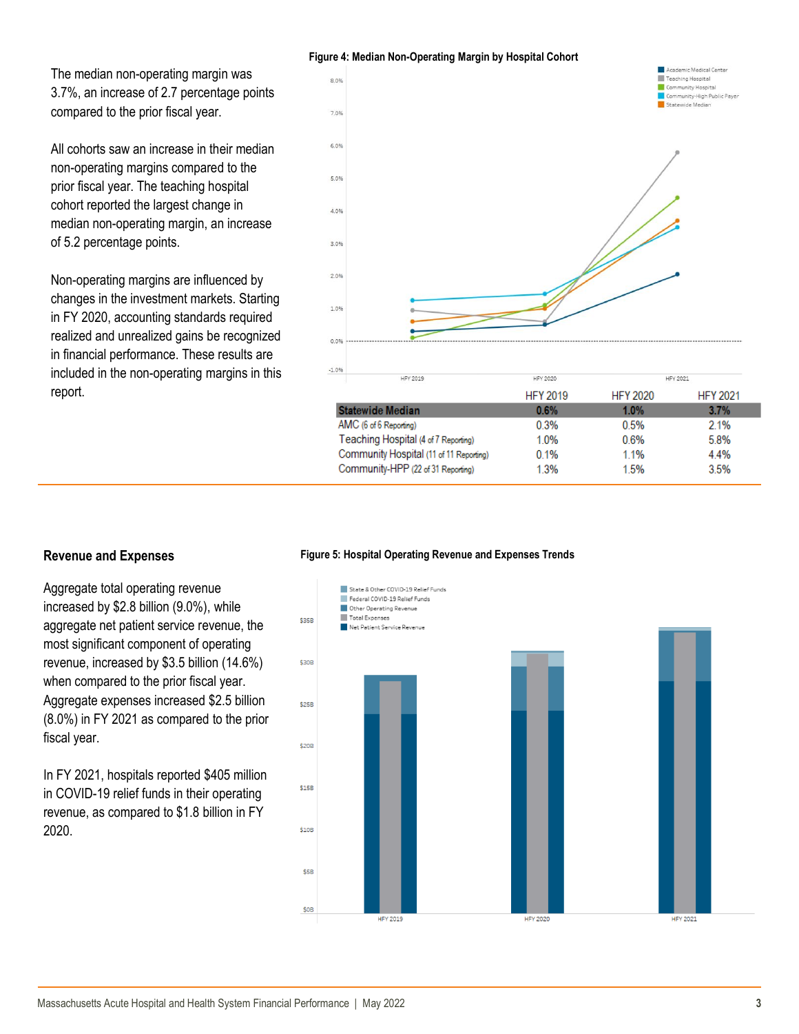The median non-operating margin was 3.7%, an increase of 2.7 percentage points compared to the prior fiscal year.

All cohorts saw an increase in their median non-operating margins compared to the prior fiscal year. The teaching hospital cohort reported the largest change in median non-operating margin, an increase of 5.2 percentage points.

Non-operating margins are influenced by changes in the investment markets. Starting in FY 2020, accounting standards required realized and unrealized gains be recognized in financial performance. These results are included in the non-operating margins in this report.

**Figure 4: Median Non-Operating Margin by Hospital Cohort**

| | HFY 2019 | HFY 2020 | HFY 2021 |
|---|---|---|---|
| **Statewide Median** | **0.6%** | **1.0%** | **3.7%** |
| AMC (6 of 6 Reporting) | 0.3% | 0.5% | 2.1% |
| Teaching Hospital (4 of 7 Reporting) | 1.0% | 0.6% | 5.8% |
| Community Hospital (11 of 11 Reporting) | 0.1% | 1.1% | 4.4% |
| Community-HPP (22 of 31 Reporting) | 1.3% | 1.5% | 3.5% |

## Revenue and Expenses

Aggregate total operating revenue increased by $2.8 billion (9.0%), while aggregate net patient service revenue, the most significant component of operating revenue, increased by $3.5 billion (14.6%) when compared to the prior fiscal year. Aggregate expenses increased $2.5 billion (8.0%) in FY 2021 as compared to the prior fiscal year.

In FY 2021, hospitals reported $405 million in COVID-19 relief funds in their operating revenue, as compared to $1.8 billion in FY 2020.

**Figure 5: Hospital Operating Revenue and Expenses Trends**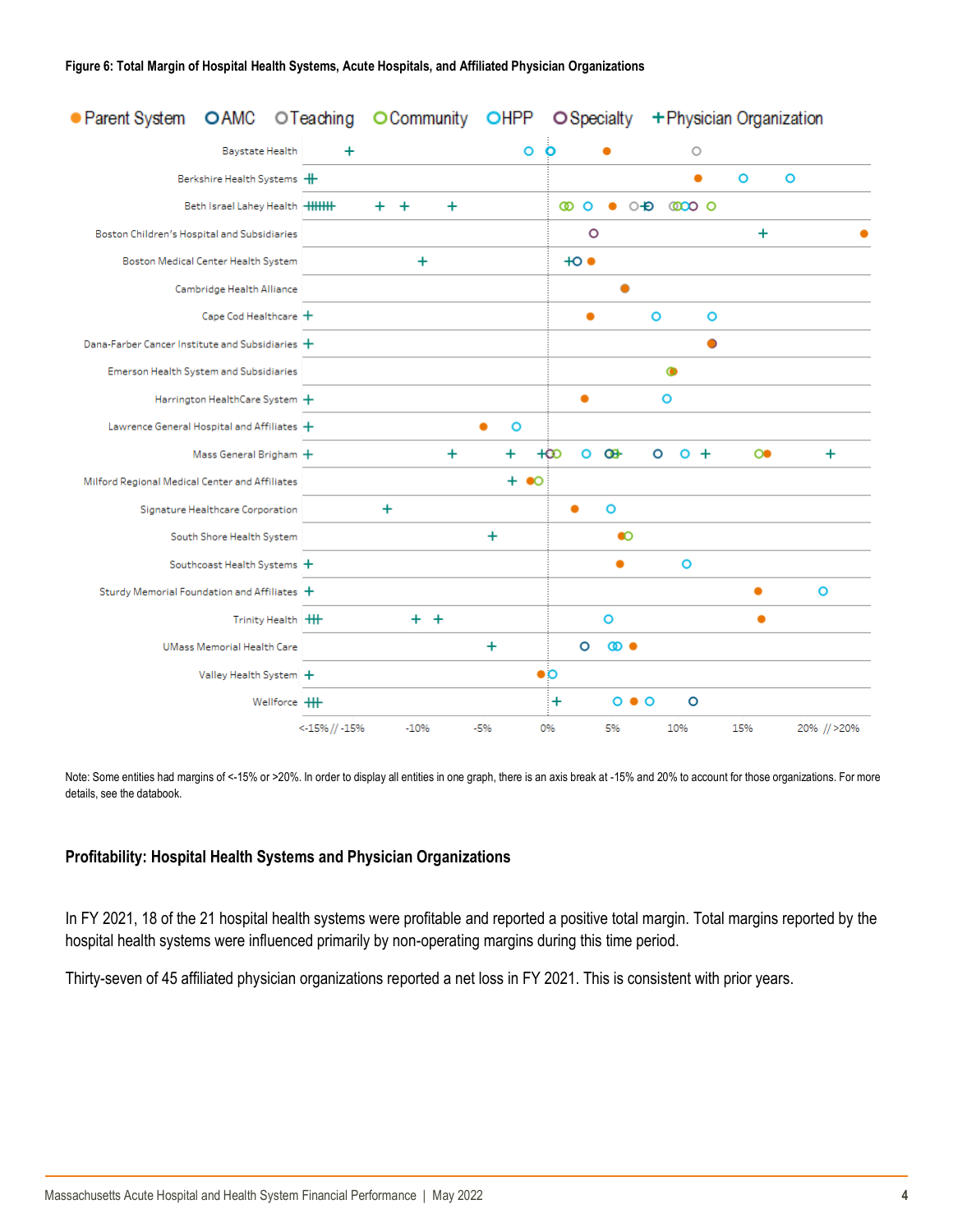**Figure 6: Total Margin of Hospital Health Systems, Acute Hospitals, and Affiliated Physician Organizations**

Parent System
AMC
Teaching
Community
HPP
Specialty
Physician Organization

Baystate Health
Berkshire Health Systems
Beth Israel Lahey Health
Boston Children's Hospital and Subsidiaries
Boston Medical Center Health System
Cambridge Health Alliance
Cape Cod Healthcare
Dana-Farber Cancer Institute and Subsidiaries
Emerson Health System and Subsidiaries
Harrington HealthCare System
Lawrence General Hospital and Affiliates
Mass General Brigham
Milford Regional Medical Center and Affiliates
Signature Healthcare Corporation
South Shore Health System
Southcoast Health Systems
Sturdy Memorial Foundation and Affiliates
Trinity Health
UMass Memorial Health Care
Valley Health System
Wellforce

<-15% // -15%
-10%
-5%
0%
5%
10%
15%
20% // >20%

Note: Some entities had margins of <-15% or >20%. In order to display all entities in one graph, there is an axis break at -15% and 20% to account for those organizations. For more details, see the databook.

## Profitability: Hospital Health Systems and Physician Organizations

In FY 2021, 18 of the 21 hospital health systems were profitable and reported a positive total margin. Total margins reported by the hospital health systems were influenced primarily by non-operating margins during this time period.

Thirty-seven of 45 affiliated physician organizations reported a net loss in FY 2021. This is consistent with prior years.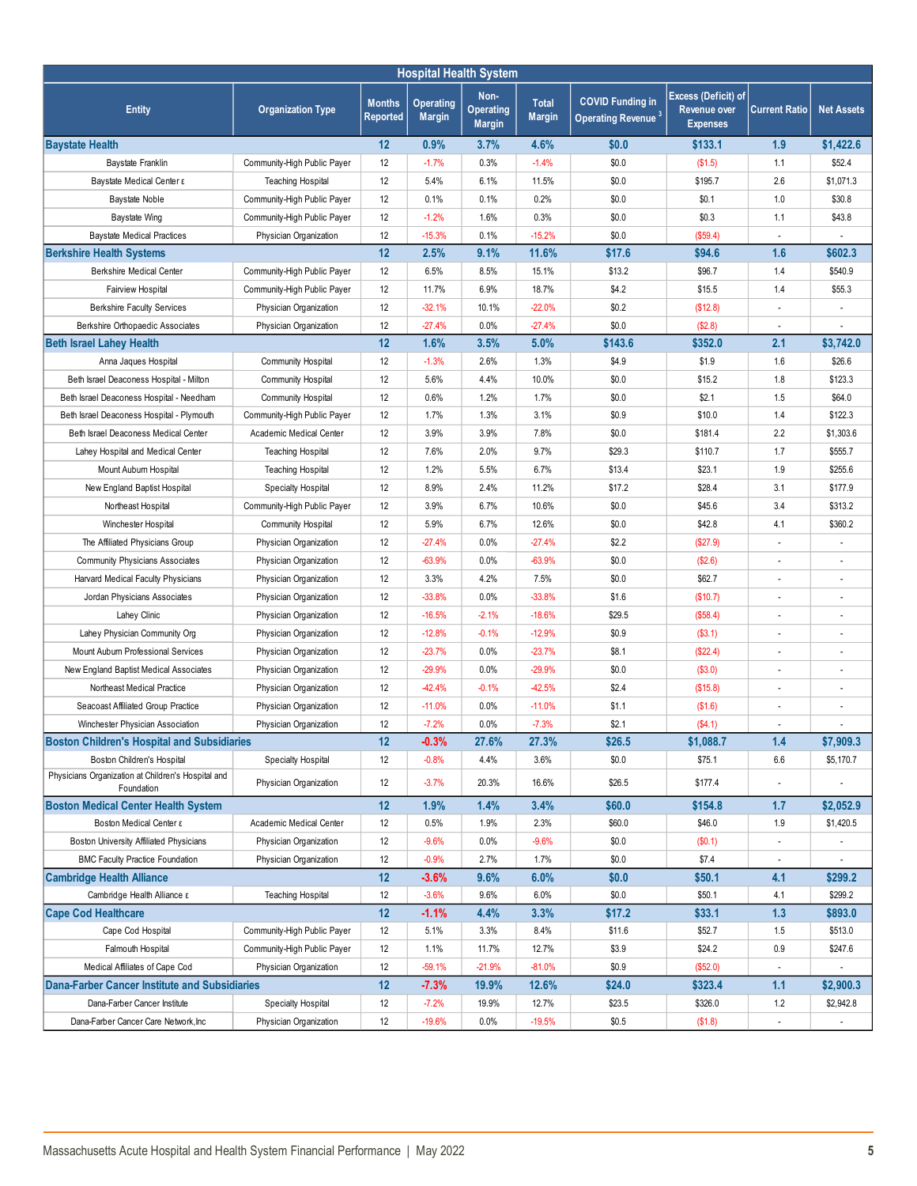| Hospital Health System | | | | | | | | | |
|---|---|---|---|---|---|---|---|---|---|
| Entity | Organization Type | Months Reported | Operating Margin | Non-Operating Margin | Total Margin | COVID Funding in Operating Revenue [3] | Excess (Deficit) of Revenue over Expenses | Current Ratio | Net Assets |
| **Baystate Health** | | **12** | **0.9%** | **3.7%** | **4.6%** | **$0.0** | **$133.1** | **1.9** | **$1,422.6** |
| Baystate Franklin | Community-High Public Payer | 12 | -1.7% | 0.3% | -1.4% | $0.0 | ($1.5) | 1.1 | $52.4 |
| Baystate Medical Center ε | Teaching Hospital | 12 | 5.4% | 6.1% | 11.5% | $0.0 | $195.7 | 2.6 | $1,071.3 |
| Baystate Noble | Community-High Public Payer | 12 | 0.1% | 0.1% | 0.2% | $0.0 | $0.1 | 1.0 | $30.8 |
| Baystate Wing | Community-High Public Payer | 12 | -1.2% | 1.6% | 0.3% | $0.0 | $0.3 | 1.1 | $43.8 |
| Baystate Medical Practices | Physician Organization | 12 | -15.3% | 0.1% | -15.2% | $0.0 | ($59.4) | - | - |
| **Berkshire Health Systems** | | **12** | **2.5%** | **9.1%** | **11.6%** | **$17.6** | **$94.6** | **1.6** | **$602.3** |
| Berkshire Medical Center | Community-High Public Payer | 12 | 6.5% | 8.5% | 15.1% | $13.2 | $96.7 | 1.4 | $540.9 |
| Fairview Hospital | Community-High Public Payer | 12 | 11.7% | 6.9% | 18.7% | $4.2 | $15.5 | 1.4 | $55.3 |
| Berkshire Faculty Services | Physician Organization | 12 | -32.1% | 10.1% | -22.0% | $0.2 | ($12.8) | - | - |
| Berkshire Orthopaedic Associates | Physician Organization | 12 | -27.4% | 0.0% | -27.4% | $0.0 | ($2.8) | - | - |
| **Beth Israel Lahey Health** | | **12** | **1.6%** | **3.5%** | **5.0%** | **$143.6** | **$352.0** | **2.1** | **$3,742.0** |
| Anna Jaques Hospital | Community Hospital | 12 | -1.3% | 2.6% | 1.3% | $4.9 | $1.9 | 1.6 | $26.6 |
| Beth Israel Deaconess Hospital - Milton | Community Hospital | 12 | 5.6% | 4.4% | 10.0% | $0.0 | $15.2 | 1.8 | $123.3 |
| Beth Israel Deaconess Hospital - Needham | Community Hospital | 12 | 0.6% | 1.2% | 1.7% | $0.0 | $2.1 | 1.5 | $64.0 |
| Beth Israel Deaconess Hospital - Plymouth | Community-High Public Payer | 12 | 1.7% | 1.3% | 3.1% | $0.9 | $10.0 | 1.4 | $122.3 |
| Beth Israel Deaconess Medical Center | Academic Medical Center | 12 | 3.9% | 3.9% | 7.8% | $0.0 | $181.4 | 2.2 | $1,303.6 |
| Lahey Hospital and Medical Center | Teaching Hospital | 12 | 7.6% | 2.0% | 9.7% | $29.3 | $110.7 | 1.7 | $555.7 |
| Mount Auburn Hospital | Teaching Hospital | 12 | 1.2% | 5.5% | 6.7% | $13.4 | $23.1 | 1.9 | $255.6 |
| New England Baptist Hospital | Specialty Hospital | 12 | 8.9% | 2.4% | 11.2% | $17.2 | $28.4 | 3.1 | $177.9 |
| Northeast Hospital | Community-High Public Payer | 12 | 3.9% | 6.7% | 10.6% | $0.0 | $45.6 | 3.4 | $313.2 |
| Winchester Hospital | Community Hospital | 12 | 5.9% | 6.7% | 12.6% | $0.0 | $42.8 | 4.1 | $360.2 |
| The Affiliated Physicians Group | Physician Organization | 12 | -27.4% | 0.0% | -27.4% | $2.2 | ($27.9) | - | - |
| Community Physicians Associates | Physician Organization | 12 | -63.9% | 0.0% | -63.9% | $0.0 | ($2.6) | - | - |
| Harvard Medical Faculty Physicians | Physician Organization | 12 | 3.3% | 4.2% | 7.5% | $0.0 | $62.7 | - | - |
| Jordan Physicians Associates | Physician Organization | 12 | -33.8% | 0.0% | -33.8% | $1.6 | ($10.7) | - | - |
| Lahey Clinic | Physician Organization | 12 | -16.5% | -2.1% | -18.6% | $29.5 | ($58.4) | - | - |
| Lahey Physician Community Org | Physician Organization | 12 | -12.8% | -0.1% | -12.9% | $0.9 | ($3.1) | - | - |
| Mount Auburn Professional Services | Physician Organization | 12 | -23.7% | 0.0% | -23.7% | $8.1 | ($22.4) | - | - |
| New England Baptist Medical Associates | Physician Organization | 12 | -29.9% | 0.0% | -29.9% | $0.0 | ($3.0) | - | - |
| Northeast Medical Practice | Physician Organization | 12 | -42.4% | -0.1% | -42.5% | $2.4 | ($15.8) | - | - |
| Seacoast Affiliated Group Practice | Physician Organization | 12 | -11.0% | 0.0% | -11.0% | $1.1 | ($1.6) | - | - |
| Winchester Physician Association | Physician Organization | 12 | -7.2% | 0.0% | -7.3% | $2.1 | ($4.1) | - | - |
| **Boston Children's Hospital and Subsidiaries** | | **12** | **-0.3%** | **27.6%** | **27.3%** | **$26.5** | **$1,088.7** | **1.4** | **$7,909.3** |
| Boston Children's Hospital | Specialty Hospital | 12 | -0.8% | 4.4% | 3.6% | $0.0 | $75.1 | 6.6 | $5,170.7 |
| Physicians Organization at Children's Hospital and Foundation | Physician Organization | 12 | -3.7% | 20.3% | 16.6% | $26.5 | $177.4 | - | - |
| **Boston Medical Center Health System** | | **12** | **1.9%** | **1.4%** | **3.4%** | **$60.0** | **$154.8** | **1.7** | **$2,052.9** |
| Boston Medical Center ε | Academic Medical Center | 12 | 0.5% | 1.9% | 2.3% | $60.0 | $46.0 | 1.9 | $1,420.5 |
| Boston University Affiliated Physicians | Physician Organization | 12 | -9.6% | 0.0% | -9.6% | $0.0 | ($0.1) | - | - |
| BMC Faculty Practice Foundation | Physician Organization | 12 | -0.9% | 2.7% | 1.7% | $0.0 | $7.4 | - | - |
| **Cambridge Health Alliance** | | **12** | **-3.6%** | **9.6%** | **6.0%** | **$0.0** | **$50.1** | **4.1** | **$299.2** |
| Cambridge Health Alliance ε | Teaching Hospital | 12 | -3.6% | 9.6% | 6.0% | $0.0 | $50.1 | 4.1 | $299.2 |
| **Cape Cod Healthcare** | | **12** | **-1.1%** | **4.4%** | **3.3%** | **$17.2** | **$33.1** | **1.3** | **$893.0** |
| Cape Cod Hospital | Community-High Public Payer | 12 | 5.1% | 3.3% | 8.4% | $11.6 | $52.7 | 1.5 | $513.0 |
| Falmouth Hospital | Community-High Public Payer | 12 | 1.1% | 11.7% | 12.7% | $3.9 | $24.2 | 0.9 | $247.6 |
| Medical Affiliates of Cape Cod | Physician Organization | 12 | -59.1% | -21.9% | -81.0% | $0.9 | ($52.0) | - | - |
| **Dana-Farber Cancer Institute and Subsidiaries** | | **12** | **-7.3%** | **19.9%** | **12.6%** | **$24.0** | **$323.4** | **1.1** | **$2,900.3** |
| Dana-Farber Cancer Institute | Specialty Hospital | 12 | -7.2% | 19.9% | 12.7% | $23.5 | $326.0 | 1.2 | $2,942.8 |
| Dana-Farber Cancer Care Network,Inc | Physician Organization | 12 | -19.6% | 0.0% | -19.5% | $0.5 | ($1.8) | - | - |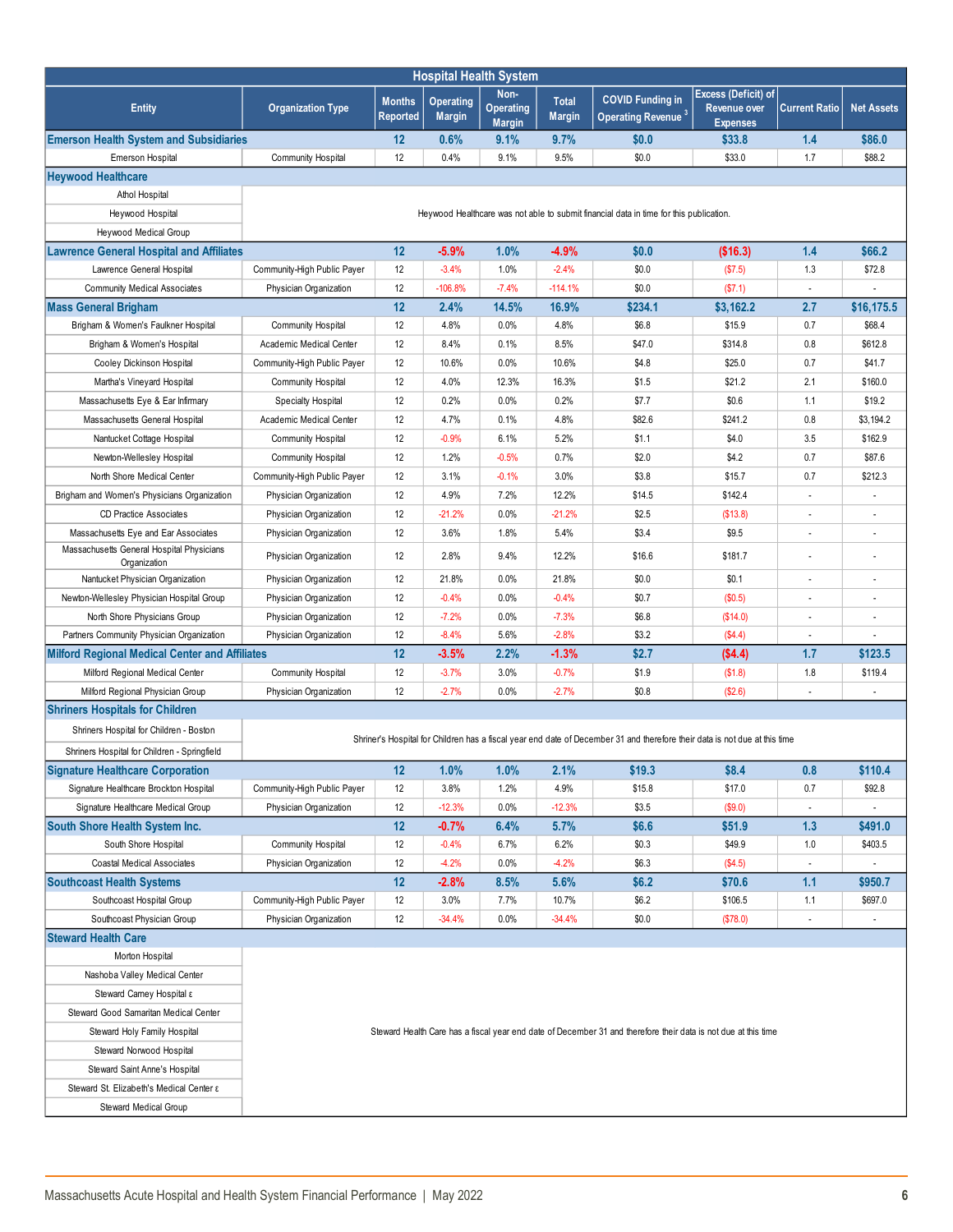| Hospital Health System | | | | | | | | | |
|---|---|---|---|---|---|---|---|---|---|
| Entity | Organization Type | Months Reported | Operating Margin | Non-Operating Margin | Total Margin | COVID Funding in Operating Revenue [3] | Excess (Deficit) of Revenue over Expenses | Current Ratio | Net Assets |
| **Emerson Health System and Subsidiaries** | | **12** | **0.6%** | **9.1%** | **9.7%** | **$0.0** | **$33.8** | **1.4** | **$86.0** |
| Emerson Hospital | Community Hospital | 12 | 0.4% | 9.1% | 9.5% | $0.0 | $33.0 | 1.7 | $88.2 |
| **Heywood Healthcare** | | | | | | | | | |
| Athol Hospital | Heywood Healthcare was not able to submit financial data in time for this publication. | | | | | | | | |
| Heywood Hospital | | | | | | | | | |
| Heywood Medical Group | | | | | | | | | |
| **Lawrence General Hospital and Affiliates** | | **12** | **-5.9%** | **1.0%** | **-4.9%** | **$0.0** | **($16.3)** | **1.4** | **$66.2** |
| Lawrence General Hospital | Community-High Public Payer | 12 | -3.4% | 1.0% | -2.4% | $0.0 | ($7.5) | 1.3 | $72.8 |
| Community Medical Associates | Physician Organization | 12 | -106.8% | -7.4% | -114.1% | $0.0 | ($7.1) | - | - |
| **Mass General Brigham** | | **12** | **2.4%** | **14.5%** | **16.9%** | **$234.1** | **$3,162.2** | **2.7** | **$16,175.5** |
| Brigham & Women's Faulkner Hospital | Community Hospital | 12 | 4.8% | 0.0% | 4.8% | $6.8 | $15.9 | 0.7 | $68.4 |
| Brigham & Women's Hospital | Academic Medical Center | 12 | 8.4% | 0.1% | 8.5% | $47.0 | $314.8 | 0.8 | $612.8 |
| Cooley Dickinson Hospital | Community-High Public Payer | 12 | 10.6% | 0.0% | 10.6% | $4.8 | $25.0 | 0.7 | $41.7 |
| Martha's Vineyard Hospital | Community Hospital | 12 | 4.0% | 12.3% | 16.3% | $1.5 | $21.2 | 2.1 | $160.0 |
| Massachusetts Eye & Ear Infirmary | Specialty Hospital | 12 | 0.2% | 0.0% | 0.2% | $7.7 | $0.6 | 1.1 | $19.2 |
| Massachusetts General Hospital | Academic Medical Center | 12 | 4.7% | 0.1% | 4.8% | $82.6 | $241.2 | 0.8 | $3,194.2 |
| Nantucket Cottage Hospital | Community Hospital | 12 | -0.9% | 6.1% | 5.2% | $1.1 | $4.0 | 3.5 | $162.9 |
| Newton-Wellesley Hospital | Community Hospital | 12 | 1.2% | -0.5% | 0.7% | $2.0 | $4.2 | 0.7 | $87.6 |
| North Shore Medical Center | Community-High Public Payer | 12 | 3.1% | -0.1% | 3.0% | $3.8 | $15.7 | 0.7 | $212.3 |
| Brigham and Women's Physicians Organization | Physician Organization | 12 | 4.9% | 7.2% | 12.2% | $14.5 | $142.4 | - | - |
| CD Practice Associates | Physician Organization | 12 | -21.2% | 0.0% | -21.2% | $2.5 | ($13.8) | - | - |
| Massachusetts Eye and Ear Associates | Physician Organization | 12 | 3.6% | 1.8% | 5.4% | $3.4 | $9.5 | - | - |
| Massachusetts General Hospital Physicians Organization | Physician Organization | 12 | 2.8% | 9.4% | 12.2% | $16.6 | $181.7 | - | - |
| Nantucket Physician Organization | Physician Organization | 12 | 21.8% | 0.0% | 21.8% | $0.0 | $0.1 | - | - |
| Newton-Wellesley Physician Hospital Group | Physician Organization | 12 | -0.4% | 0.0% | -0.4% | $0.7 | ($0.5) | - | - |
| North Shore Physicians Group | Physician Organization | 12 | -7.2% | 0.0% | -7.3% | $6.8 | ($14.0) | - | - |
| Partners Community Physician Organization | Physician Organization | 12 | -8.4% | 5.6% | -2.8% | $3.2 | ($4.4) | - | - |
| **Milford Regional Medical Center and Affiliates** | | **12** | **-3.5%** | **2.2%** | **-1.3%** | **$2.7** | **($4.4)** | **1.7** | **$123.5** |
| Milford Regional Medical Center | Community Hospital | 12 | -3.7% | 3.0% | -0.7% | $1.9 | ($1.8) | 1.8 | $119.4 |
| Milford Regional Physician Group | Physician Organization | 12 | -2.7% | 0.0% | -2.7% | $0.8 | ($2.6) | - | - |
| **Shriners Hospitals for Children** | | | | | | | | | |
| Shriners Hospital for Children - Boston | Shriner's Hospital for Children has a fiscal year end date of December 31 and therefore their data is not due at this time | | | | | | | | |
| Shriners Hospital for Children - Springfield | | | | | | | | | |
| **Signature Healthcare Corporation** | | **12** | **1.0%** | **1.0%** | **2.1%** | **$19.3** | **$8.4** | **0.8** | **$110.4** |
| Signature Healthcare Brockton Hospital | Community-High Public Payer | 12 | 3.8% | 1.2% | 4.9% | $15.8 | $17.0 | 0.7 | $92.8 |
| Signature Healthcare Medical Group | Physician Organization | 12 | -12.3% | 0.0% | -12.3% | $3.5 | ($9.0) | - | - |
| **South Shore Health System Inc.** | | **12** | **-0.7%** | **6.4%** | **5.7%** | **$6.6** | **$51.9** | **1.3** | **$491.0** |
| South Shore Hospital | Community Hospital | 12 | -0.4% | 6.7% | 6.2% | $0.3 | $49.9 | 1.0 | $403.5 |
| Coastal Medical Associates | Physician Organization | 12 | -4.2% | 0.0% | -4.2% | $6.3 | ($4.5) | - | - |
| **Southcoast Health Systems** | | **12** | **-2.8%** | **8.5%** | **5.6%** | **$6.2** | **$70.6** | **1.1** | **$950.7** |
| Southcoast Hospital Group | Community-High Public Payer | 12 | 3.0% | 7.7% | 10.7% | $6.2 | $106.5 | 1.1 | $697.0 |
| Southcoast Physician Group | Physician Organization | 12 | -34.4% | 0.0% | -34.4% | $0.0 | ($78.0) | - | - |
| **Steward Health Care** | | | | | | | | | |
| Morton Hospital | Steward Health Care has a fiscal year end date of December 31 and therefore their data is not due at this time | | | | | | | | |
| Nashoba Valley Medical Center | | | | | | | | | |
| Steward Carney Hospital ε | | | | | | | | | |
| Steward Good Samaritan Medical Center | | | | | | | | | |
| Steward Holy Family Hospital | | | | | | | | | |
| Steward Norwood Hospital | | | | | | | | | |
| Steward Saint Anne's Hospital | | | | | | | | | |
| Steward St. Elizabeth's Medical Center ε | | | | | | | | | |
| Steward Medical Group | | | | | | | | | |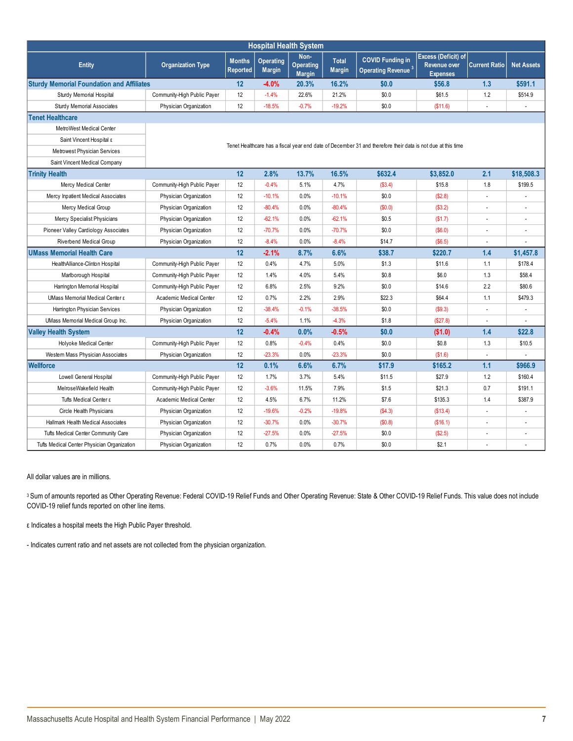| Hospital Health System | | | | | | | | | |
|---|---|---|---|---|---|---|---|---|---|
| Entity | Organization Type | Months Reported | Operating Margin | Non-Operating Margin | Total Margin | COVID Funding in Operating Revenue [3] | Excess (Deficit) of Revenue over Expenses | Current Ratio | Net Assets |
| **Sturdy Memorial Foundation and Affiliates** | | **12** | **-4.0%** | **20.3%** | **16.2%** | **$0.0** | **$56.8** | **1.3** | **$591.1** |
| Sturdy Memorial Hospital | Community-High Public Payer | 12 | -1.4% | 22.6% | 21.2% | $0.0 | $61.5 | 1.2 | $514.9 |
| Sturdy Memorial Associates | Physician Organization | 12 | -18.5% | -0.7% | -19.2% | $0.0 | ($11.6) | - | - |
| **Tenet Healthcare** | | | | | | | | | |
| MetroWest Medical Center | Tenet Healthcare has a fiscal year end date of December 31 and therefore their data is not due at this time | | | | | | | | |
| Saint Vincent Hospital ε | | | | | | | | | |
| Metrowest Physician Services | | | | | | | | | |
| Saint Vincent Medical Company | | | | | | | | | |
| **Trinity Health** | | **12** | **2.8%** | **13.7%** | **16.5%** | **$632.4** | **$3,852.0** | **2.1** | **$18,508.3** |
| Mercy Medical Center | Community-High Public Payer | 12 | -0.4% | 5.1% | 4.7% | ($3.4) | $15.8 | 1.8 | $199.5 |
| Mercy Inpatient Medical Associates | Physician Organization | 12 | -10.1% | 0.0% | -10.1% | $0.0 | ($2.8) | - | - |
| Mercy Medical Group | Physician Organization | 12 | -80.4% | 0.0% | -80.4% | ($0.0) | ($3.2) | - | - |
| Mercy Specialist Physicians | Physician Organization | 12 | -62.1% | 0.0% | -62.1% | $0.5 | ($1.7) | - | - |
| Pioneer Valley Cardiology Associates | Physician Organization | 12 | -70.7% | 0.0% | -70.7% | $0.0 | ($6.0) | - | - |
| Riverbend Medical Group | Physician Organization | 12 | -8.4% | 0.0% | -8.4% | $14.7 | ($6.5) | - | - |
| **UMass Memorial Health Care** | | **12** | **-2.1%** | **8.7%** | **6.6%** | **$38.7** | **$220.7** | **1.4** | **$1,457.8** |
| HealthAlliance-Clinton Hospital | Community-High Public Payer | 12 | 0.4% | 4.7% | 5.0% | $1.3 | $11.6 | 1.1 | $178.4 |
| Marlborough Hospital | Community-High Public Payer | 12 | 1.4% | 4.0% | 5.4% | $0.8 | $6.0 | 1.3 | $58.4 |
| Harrington Memorial Hospital | Community-High Public Payer | 12 | 6.8% | 2.5% | 9.2% | $0.0 | $14.6 | 2.2 | $80.6 |
| UMass Memorial Medical Center ε | Academic Medical Center | 12 | 0.7% | 2.2% | 2.9% | $22.3 | $64.4 | 1.1 | $479.3 |
| Harrington Physician Services | Physician Organization | 12 | -38.4% | -0.1% | -38.5% | $0.0 | ($9.3) | - | - |
| UMass Memorial Medical Group Inc. | Physician Organization | 12 | -5.4% | 1.1% | -4.3% | $1.8 | ($27.8) | - | - |
| **Valley Health System** | | **12** | **-0.4%** | **0.0%** | **-0.5%** | **$0.0** | **($1.0)** | **1.4** | **$22.8** |
| Holyoke Medical Center | Community-High Public Payer | 12 | 0.8% | -0.4% | 0.4% | $0.0 | $0.8 | 1.3 | $10.5 |
| Western Mass Physician Associates | Physician Organization | 12 | -23.3% | 0.0% | -23.3% | $0.0 | ($1.6) | - | - |
| **Wellforce** | | **12** | **0.1%** | **6.6%** | **6.7%** | **$17.9** | **$165.2** | **1.1** | **$966.9** |
| Lowell General Hospital | Community-High Public Payer | 12 | 1.7% | 3.7% | 5.4% | $11.5 | $27.9 | 1.2 | $160.4 |
| MelroseWakefield Health | Community-High Public Payer | 12 | -3.6% | 11.5% | 7.9% | $1.5 | $21.3 | 0.7 | $191.1 |
| Tufts Medical Center ε | Academic Medical Center | 12 | 4.5% | 6.7% | 11.2% | $7.6 | $135.3 | 1.4 | $387.9 |
| Circle Health Physicians | Physician Organization | 12 | -19.6% | -0.2% | -19.8% | ($4.3) | ($13.4) | - | - |
| Hallmark Health Medical Associates | Physician Organization | 12 | -30.7% | 0.0% | -30.7% | ($0.8) | ($16.1) | - | - |
| Tufts Medical Center Community Care | Physician Organization | 12 | -27.5% | 0.0% | -27.5% | $0.0 | ($2.5) | - | - |
| Tufts Medical Center Physician Organization | Physician Organization | 12 | 0.7% | 0.0% | 0.7% | $0.0 | $2.1 | - | - |

All dollar values are in millions.

[3] Sum of amounts reported as Other Operating Revenue: Federal COVID-19 Relief Funds and Other Operating Revenue: State & Other COVID-19 Relief Funds. This value does not include COVID-19 relief funds reported on other line items.

ε Indicates a hospital meets the High Public Payer threshold.

- Indicates current ratio and net assets are not collected from the physician organization.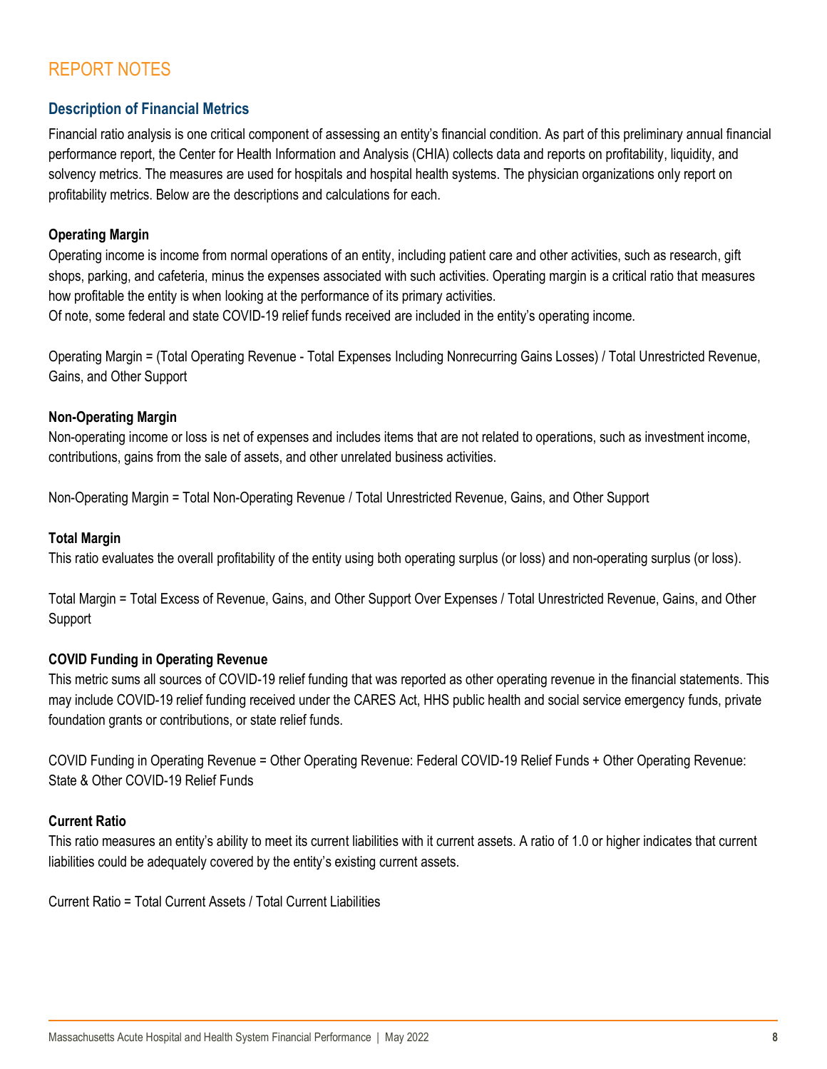# REPORT NOTES

## Description of Financial Metrics

Financial ratio analysis is one critical component of assessing an entity's financial condition. As part of this preliminary annual financial performance report, the Center for Health Information and Analysis (CHIA) collects data and reports on profitability, liquidity, and solvency metrics. The measures are used for hospitals and hospital health systems. The physician organizations only report on profitability metrics. Below are the descriptions and calculations for each.

### Operating Margin

Operating income is income from normal operations of an entity, including patient care and other activities, such as research, gift shops, parking, and cafeteria, minus the expenses associated with such activities. Operating margin is a critical ratio that measures how profitable the entity is when looking at the performance of its primary activities.
Of note, some federal and state COVID-19 relief funds received are included in the entity's operating income.

Operating Margin = (Total Operating Revenue - Total Expenses Including Nonrecurring Gains Losses) / Total Unrestricted Revenue, Gains, and Other Support

### Non-Operating Margin

Non-operating income or loss is net of expenses and includes items that are not related to operations, such as investment income, contributions, gains from the sale of assets, and other unrelated business activities.

Non-Operating Margin = Total Non-Operating Revenue / Total Unrestricted Revenue, Gains, and Other Support

### Total Margin

This ratio evaluates the overall profitability of the entity using both operating surplus (or loss) and non-operating surplus (or loss).

Total Margin = Total Excess of Revenue, Gains, and Other Support Over Expenses / Total Unrestricted Revenue, Gains, and Other Support

### COVID Funding in Operating Revenue

This metric sums all sources of COVID-19 relief funding that was reported as other operating revenue in the financial statements. This may include COVID-19 relief funding received under the CARES Act, HHS public health and social service emergency funds, private foundation grants or contributions, or state relief funds.

COVID Funding in Operating Revenue = Other Operating Revenue: Federal COVID-19 Relief Funds + Other Operating Revenue: State & Other COVID-19 Relief Funds

### Current Ratio

This ratio measures an entity's ability to meet its current liabilities with it current assets. A ratio of 1.0 or higher indicates that current liabilities could be adequately covered by the entity's existing current assets.

Current Ratio = Total Current Assets / Total Current Liabilities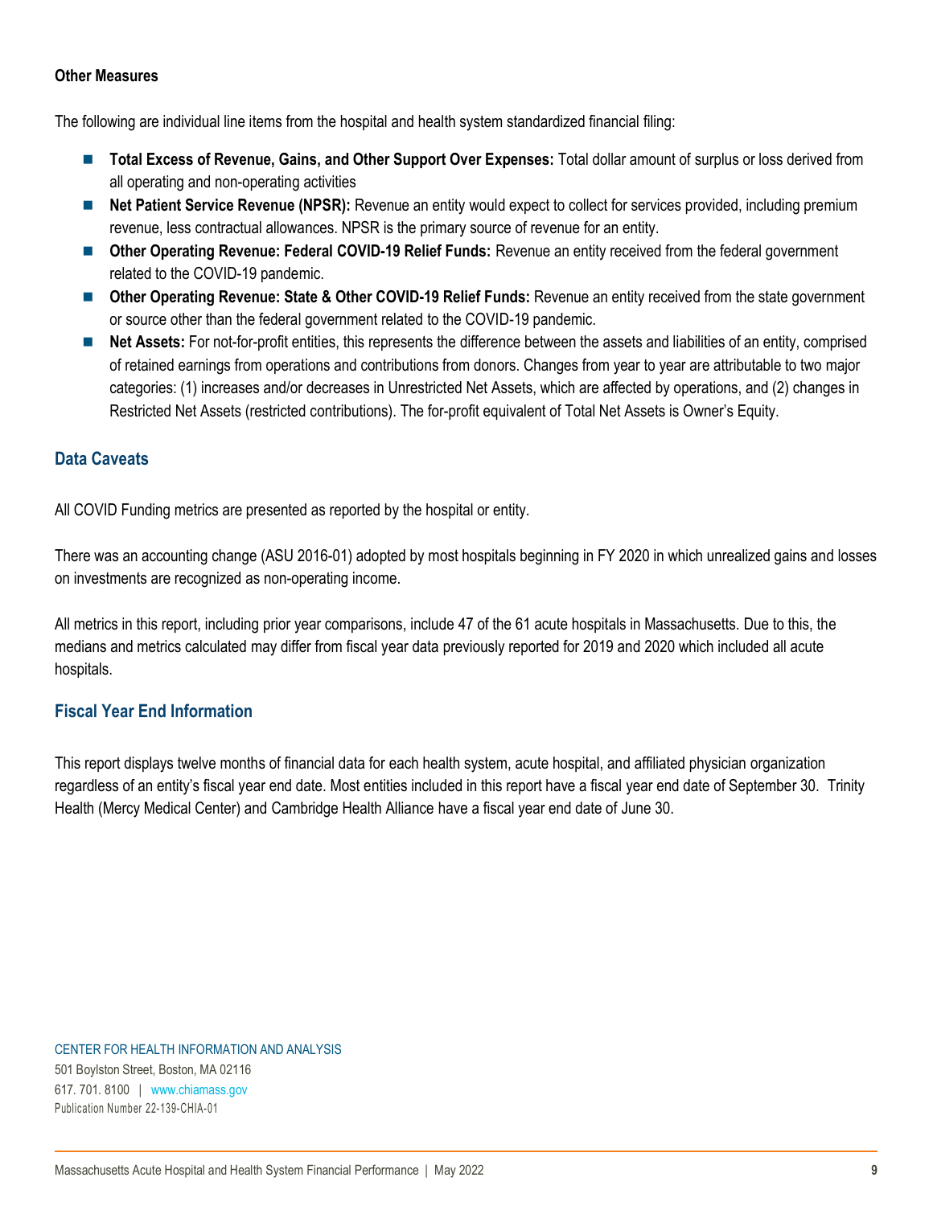**Other Measures**

The following are individual line items from the hospital and health system standardized financial filing:

- **Total Excess of Revenue, Gains, and Other Support Over Expenses:** Total dollar amount of surplus or loss derived from all operating and non-operating activities
- **Net Patient Service Revenue (NPSR):** Revenue an entity would expect to collect for services provided, including premium revenue, less contractual allowances. NPSR is the primary source of revenue for an entity.
- **Other Operating Revenue: Federal COVID-19 Relief Funds:** Revenue an entity received from the federal government related to the COVID-19 pandemic.
- **Other Operating Revenue: State & Other COVID-19 Relief Funds:** Revenue an entity received from the state government or source other than the federal government related to the COVID-19 pandemic.
- **Net Assets:** For not-for-profit entities, this represents the difference between the assets and liabilities of an entity, comprised of retained earnings from operations and contributions from donors. Changes from year to year are attributable to two major categories: (1) increases and/or decreases in Unrestricted Net Assets, which are affected by operations, and (2) changes in Restricted Net Assets (restricted contributions). The for-profit equivalent of Total Net Assets is Owner's Equity.

## Data Caveats

All COVID Funding metrics are presented as reported by the hospital or entity.

There was an accounting change (ASU 2016-01) adopted by most hospitals beginning in FY 2020 in which unrealized gains and losses on investments are recognized as non-operating income.

All metrics in this report, including prior year comparisons, include 47 of the 61 acute hospitals in Massachusetts. Due to this, the medians and metrics calculated may differ from fiscal year data previously reported for 2019 and 2020 which included all acute hospitals.

## Fiscal Year End Information

This report displays twelve months of financial data for each health system, acute hospital, and affiliated physician organization regardless of an entity's fiscal year end date. Most entities included in this report have a fiscal year end date of September 30. Trinity Health (Mercy Medical Center) and Cambridge Health Alliance have a fiscal year end date of June 30.

CENTER FOR HEALTH INFORMATION AND ANALYSIS
501 Boylston Street, Boston, MA 02116
617. 701. 8100 | www.chiamass.gov
Publication Number 22-139-CHIA-01